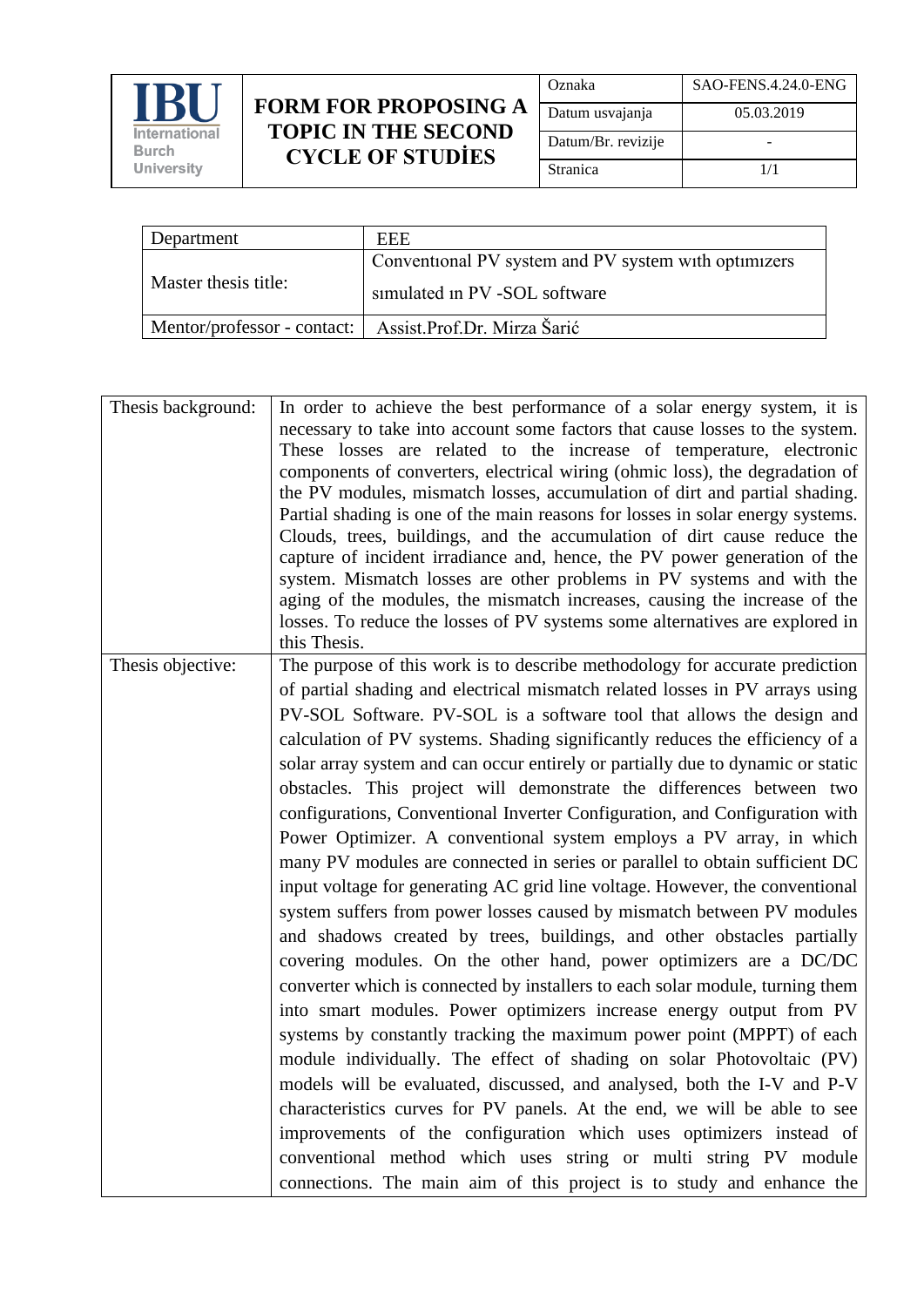| IBU International Burch University | FORM FOR PROPOSING A TOPIC IN THE SECOND CYCLE OF STUDİES | Oznaka | SAO-FENS.4.24.0-ENG |
|---|---|---|---|
| | | Datum usvajanja | 05.03.2019 |
| | | Datum/Br. revizije | - |
| | | Stranica | 1/1 |

| Department | EEE |
|---|---|
| Master thesis title: | Conventıonal PV system and PV system wıth optımızers sımulated ın PV -SOL software |
| Mentor/professor - contact: | Assist.Prof.Dr. Mirza Šarić |

| Thesis background: | In order to achieve the best performance of a solar energy system, it is necessary to take into account some factors that cause losses to the system. These losses are related to the increase of temperature, electronic components of converters, electrical wiring (ohmic loss), the degradation of the PV modules, mismatch losses, accumulation of dirt and partial shading. Partial shading is one of the main reasons for losses in solar energy systems. Clouds, trees, buildings, and the accumulation of dirt cause reduce the capture of incident irradiance and, hence, the PV power generation of the system. Mismatch losses are other problems in PV systems and with the aging of the modules, the mismatch increases, causing the increase of the losses. To reduce the losses of PV systems some alternatives are explored in this Thesis. |
|---|---|
| Thesis objective: | The purpose of this work is to describe methodology for accurate prediction of partial shading and electrical mismatch related losses in PV arrays using PV-SOL Software. PV-SOL is a software tool that allows the design and calculation of PV systems. Shading significantly reduces the efficiency of a solar array system and can occur entirely or partially due to dynamic or static obstacles. This project will demonstrate the differences between two configurations, Conventional Inverter Configuration, and Configuration with Power Optimizer. A conventional system employs a PV array, in which many PV modules are connected in series or parallel to obtain sufficient DC input voltage for generating AC grid line voltage. However, the conventional system suffers from power losses caused by mismatch between PV modules and shadows created by trees, buildings, and other obstacles partially covering modules. On the other hand, power optimizers are a DC/DC converter which is connected by installers to each solar module, turning them into smart modules. Power optimizers increase energy output from PV systems by constantly tracking the maximum power point (MPPT) of each module individually. The effect of shading on solar Photovoltaic (PV) models will be evaluated, discussed, and analysed, both the I-V and P-V characteristics curves for PV panels. At the end, we will be able to see improvements of the configuration which uses optimizers instead of conventional method which uses string or multi string PV module connections. The main aim of this project is to study and enhance the |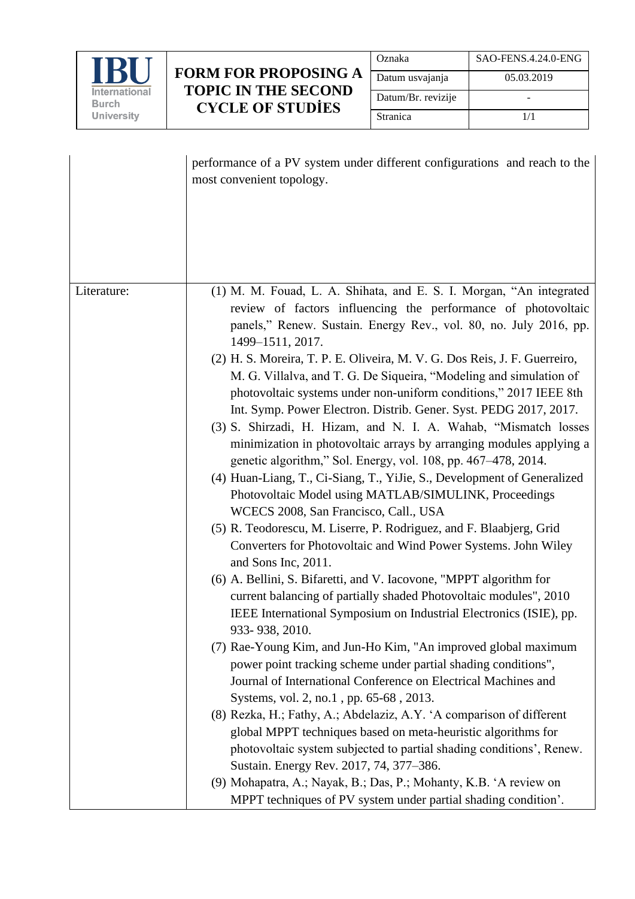| | |
|---|---|
| | performance of a PV system under different configurations and reach to the most convenient topology. |
| Literature: | (1) M. M. Fouad, L. A. Shihata, and E. S. I. Morgan, “An integrated review of factors influencing the performance of photovoltaic panels,” Renew. Sustain. Energy Rev., vol. 80, no. July 2016, pp. 1499–1511, 2017.<br>(2) H. S. Moreira, T. P. E. Oliveira, M. V. G. Dos Reis, J. F. Guerreiro, M. G. Villalva, and T. G. De Siqueira, “Modeling and simulation of photovoltaic systems under non-uniform conditions,” 2017 IEEE 8th Int. Symp. Power Electron. Distrib. Gener. Syst. PEDG 2017, 2017.<br>(3) S. Shirzadi, H. Hizam, and N. I. A. Wahab, “Mismatch losses minimization in photovoltaic arrays by arranging modules applying a genetic algorithm,” Sol. Energy, vol. 108, pp. 467–478, 2014.<br>(4) Huan-Liang, T., Ci-Siang, T., YiJie, S., Development of Generalized Photovoltaic Model using MATLAB/SIMULINK, Proceedings WCECS 2008, San Francisco, Call., USA<br>(5) R. Teodorescu, M. Liserre, P. Rodriguez, and F. Blaabjerg, Grid Converters for Photovoltaic and Wind Power Systems. John Wiley and Sons Inc, 2011.<br>(6) A. Bellini, S. Bifaretti, and V. Iacovone, "MPPT algorithm for current balancing of partially shaded Photovoltaic modules", 2010 IEEE International Symposium on Industrial Electronics (ISIE), pp. 933- 938, 2010.<br>(7) Rae-Young Kim, and Jun-Ho Kim, "An improved global maximum power point tracking scheme under partial shading conditions", Journal of International Conference on Electrical Machines and Systems, vol. 2, no.1 , pp. 65-68 , 2013.<br>(8) Rezka, H.; Fathy, A.; Abdelaziz, A.Y. ‘A comparison of different global MPPT techniques based on meta-heuristic algorithms for photovoltaic system subjected to partial shading conditions’, Renew. Sustain. Energy Rev. 2017, 74, 377–386.<br>(9) Mohapatra, A.; Nayak, B.; Das, P.; Mohanty, K.B. ‘A review on MPPT techniques of PV system under partial shading condition’. |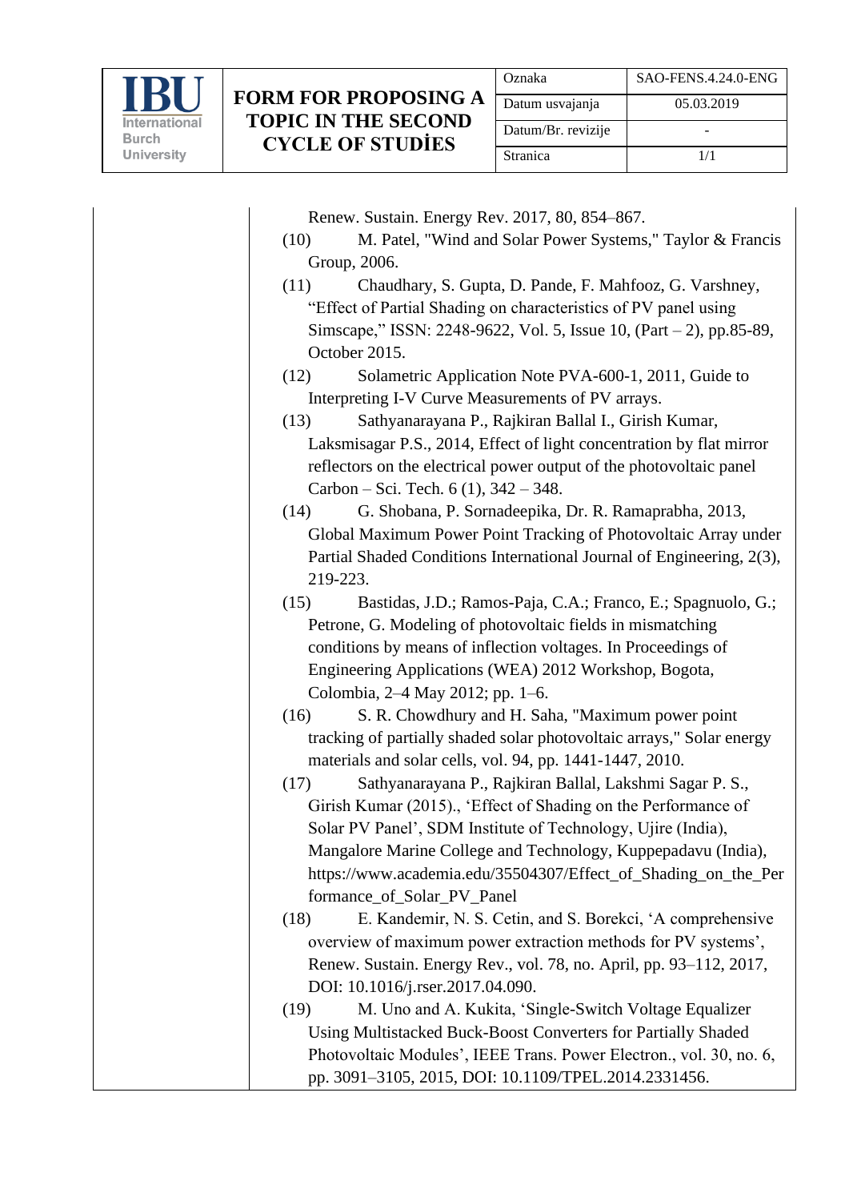Renew. Sustain. Energy Rev. 2017, 80, 854–867.

(10) M. Patel, "Wind and Solar Power Systems," Taylor & Francis Group, 2006.

(11) Chaudhary, S. Gupta, D. Pande, F. Mahfooz, G. Varshney, "Effect of Partial Shading on characteristics of PV panel using Simscape," ISSN: 2248-9622, Vol. 5, Issue 10, (Part – 2), pp.85-89, October 2015.

(12) Solametric Application Note PVA-600-1, 2011, Guide to Interpreting I-V Curve Measurements of PV arrays.

(13) Sathyanarayana P., Rajkiran Ballal I., Girish Kumar, Laksmisagar P.S., 2014, Effect of light concentration by flat mirror reflectors on the electrical power output of the photovoltaic panel Carbon – Sci. Tech. 6 (1), 342 – 348.

(14) G. Shobana, P. Sornadeepika, Dr. R. Ramaprabha, 2013, Global Maximum Power Point Tracking of Photovoltaic Array under Partial Shaded Conditions International Journal of Engineering, 2(3), 219-223.

(15) Bastidas, J.D.; Ramos-Paja, C.A.; Franco, E.; Spagnuolo, G.; Petrone, G. Modeling of photovoltaic fields in mismatching conditions by means of inflection voltages. In Proceedings of Engineering Applications (WEA) 2012 Workshop, Bogota, Colombia, 2–4 May 2012; pp. 1–6.

(16) S. R. Chowdhury and H. Saha, "Maximum power point tracking of partially shaded solar photovoltaic arrays," Solar energy materials and solar cells, vol. 94, pp. 1441-1447, 2010.

(17) Sathyanarayana P., Rajkiran Ballal, Lakshmi Sagar P. S., Girish Kumar (2015)., 'Effect of Shading on the Performance of Solar PV Panel', SDM Institute of Technology, Ujire (India), Mangalore Marine College and Technology, Kuppepadavu (India), https://www.academia.edu/35504307/Effect_of_Shading_on_the_Performance_of_Solar_PV_Panel

(18) E. Kandemir, N. S. Cetin, and S. Borekci, 'A comprehensive overview of maximum power extraction methods for PV systems', Renew. Sustain. Energy Rev., vol. 78, no. April, pp. 93–112, 2017, DOI: 10.1016/j.rser.2017.04.090.

(19) M. Uno and A. Kukita, 'Single-Switch Voltage Equalizer Using Multistacked Buck-Boost Converters for Partially Shaded Photovoltaic Modules', IEEE Trans. Power Electron., vol. 30, no. 6, pp. 3091–3105, 2015, DOI: 10.1109/TPEL.2014.2331456.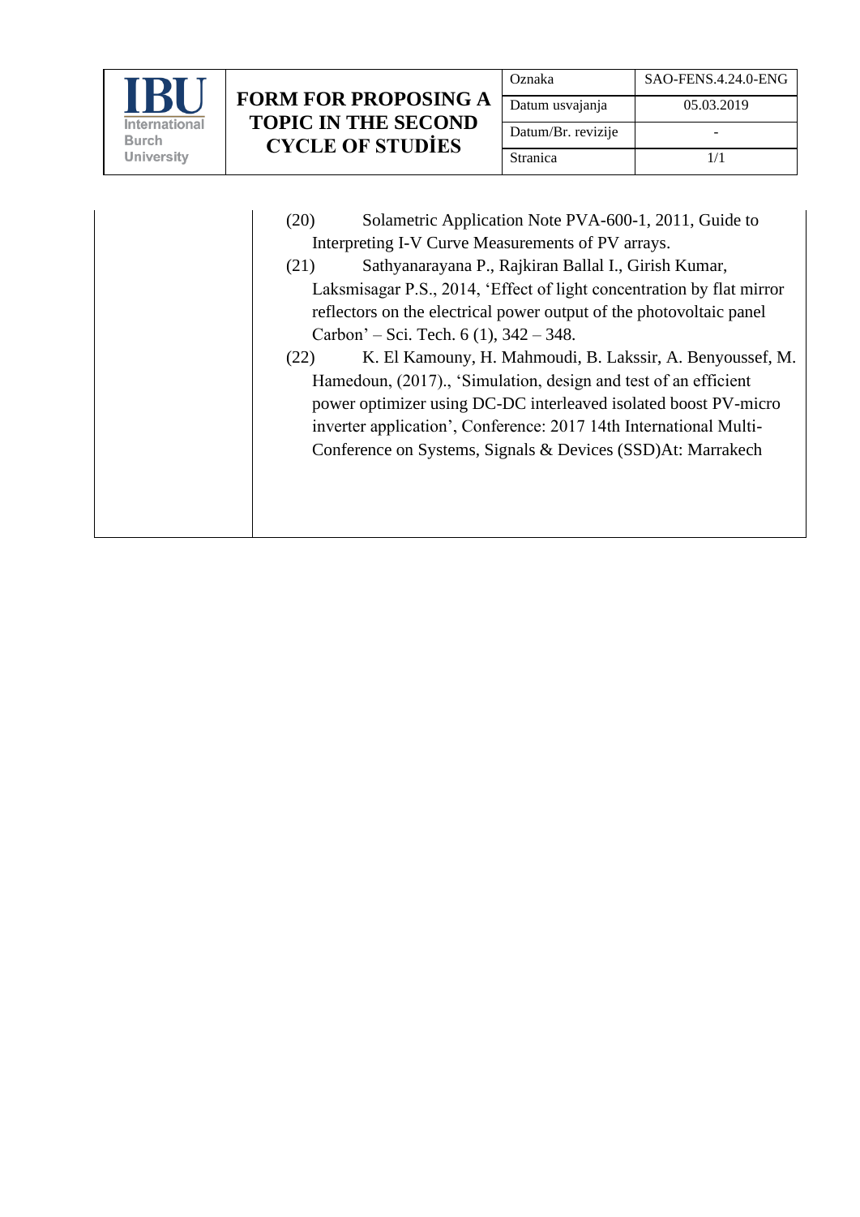(20) Solametric Application Note PVA-600-1, 2011, Guide to Interpreting I-V Curve Measurements of PV arrays.

(21) Sathyanarayana P., Rajkiran Ballal I., Girish Kumar, Laksmisagar P.S., 2014, 'Effect of light concentration by flat mirror reflectors on the electrical power output of the photovoltaic panel Carbon' – Sci. Tech. 6 (1), 342 – 348.

(22) K. El Kamouny, H. Mahmoudi, B. Lakssir, A. Benyoussef, M. Hamedoun, (2017)., 'Simulation, design and test of an efficient power optimizer using DC-DC interleaved isolated boost PV-micro inverter application', Conference: 2017 14th International Multi-Conference on Systems, Signals & Devices (SSD)At: Marrakech